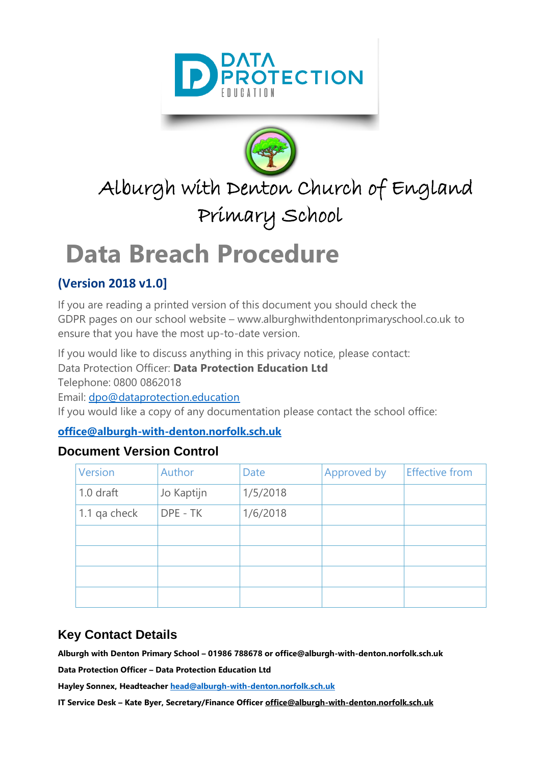Alburgh with Denton Church of England Primary School

# Data Breach Procedure

## (Version 2018 v1.0]

If you are reading a printed version of this document you should check the GDPR pages on our school website – www.alburghwithdentonprimaryschool.co.uk to ensure that you have the most up-to-date version.

If you would like to discuss anything in this privacy notice, please contact:
Data Protection Officer: **Data Protection Education Ltd**
Telephone: 0800 0862018
Email: dpo@dataprotection.education
If you would like a copy of any documentation please contact the school office:

**office@alburgh-with-denton.norfolk.sch.uk**

### Document Version Control

| Version | Author | Date | Approved by | Effective from |
|---|---|---|---|---|
| 1.0 draft | Jo Kaptijn | 1/5/2018 | | |
| 1.1 qa check | DPE - TK | 1/6/2018 | | |
| | | | | |
| | | | | |
| | | | | |
| | | | | |

### Key Contact Details

**Alburgh with Denton Primary School – 01986 788678 or office@alburgh-with-denton.norfolk.sch.uk**

**Data Protection Officer – Data Protection Education Ltd**

**Hayley Sonnex, Headteacher head@alburgh-with-denton.norfolk.sch.uk**

**IT Service Desk – Kate Byer, Secretary/Finance Officer office@alburgh-with-denton.norfolk.sch.uk**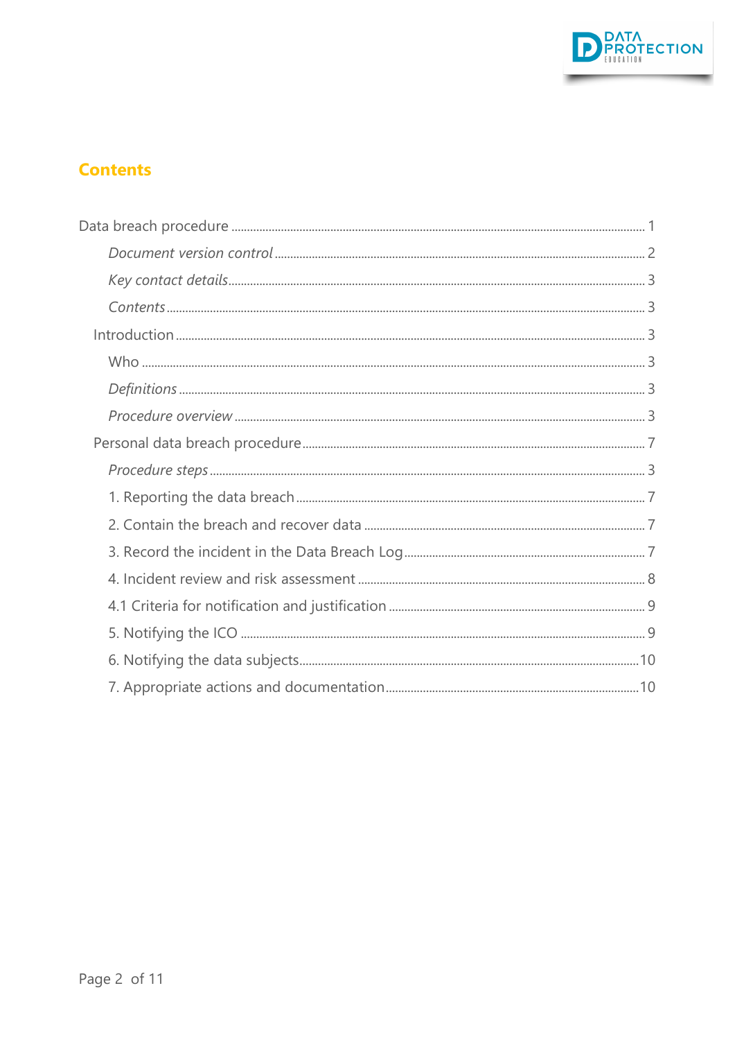## Contents

Data breach procedure ..................................................................................................................... 1

*Document version control* .............................................................................................................. 2

*Key contact details* ......................................................................................................................... 3

*Contents* ........................................................................................................................................... 3

Introduction ........................................................................................................................................ 3

Who ..................................................................................................................................................... 3

*Definitions* ........................................................................................................................................ 3

*Procedure overview* ....................................................................................................................... 3

Personal data breach procedure .................................................................................................... 7

*Procedure steps* .............................................................................................................................. 3

1. Reporting the data breach .......................................................................................................... 7

2. Contain the breach and recover data ....................................................................................... 7

3. Record the incident in the Data Breach Log ............................................................................ 7

4. Incident review and risk assessment ........................................................................................ 8

4.1 Criteria for notification and justification ................................................................................ 9

5. Notifying the ICO ........................................................................................................................... 9

6. Notifying the data subjects ......................................................................................................... 10

7. Appropriate actions and documentation ................................................................................ 10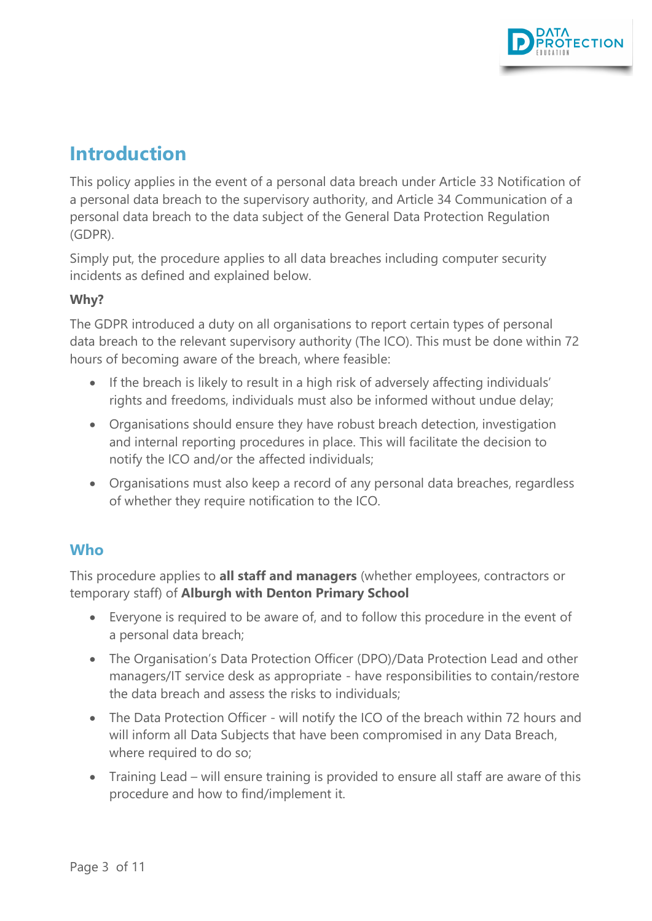## Introduction

This policy applies in the event of a personal data breach under Article 33 Notification of a personal data breach to the supervisory authority, and Article 34 Communication of a personal data breach to the data subject of the General Data Protection Regulation (GDPR).

Simply put, the procedure applies to all data breaches including computer security incidents as defined and explained below.

**Why?**

The GDPR introduced a duty on all organisations to report certain types of personal data breach to the relevant supervisory authority (The ICO). This must be done within 72 hours of becoming aware of the breach, where feasible:

- If the breach is likely to result in a high risk of adversely affecting individuals' rights and freedoms, individuals must also be informed without undue delay;
- Organisations should ensure they have robust breach detection, investigation and internal reporting procedures in place. This will facilitate the decision to notify the ICO and/or the affected individuals;
- Organisations must also keep a record of any personal data breaches, regardless of whether they require notification to the ICO.

### Who

This procedure applies to **all staff and managers** (whether employees, contractors or temporary staff) of **Alburgh with Denton Primary School**

- Everyone is required to be aware of, and to follow this procedure in the event of a personal data breach;
- The Organisation's Data Protection Officer (DPO)/Data Protection Lead and other managers/IT service desk as appropriate - have responsibilities to contain/restore the data breach and assess the risks to individuals;
- The Data Protection Officer - will notify the ICO of the breach within 72 hours and will inform all Data Subjects that have been compromised in any Data Breach, where required to do so;
- Training Lead – will ensure training is provided to ensure all staff are aware of this procedure and how to find/implement it.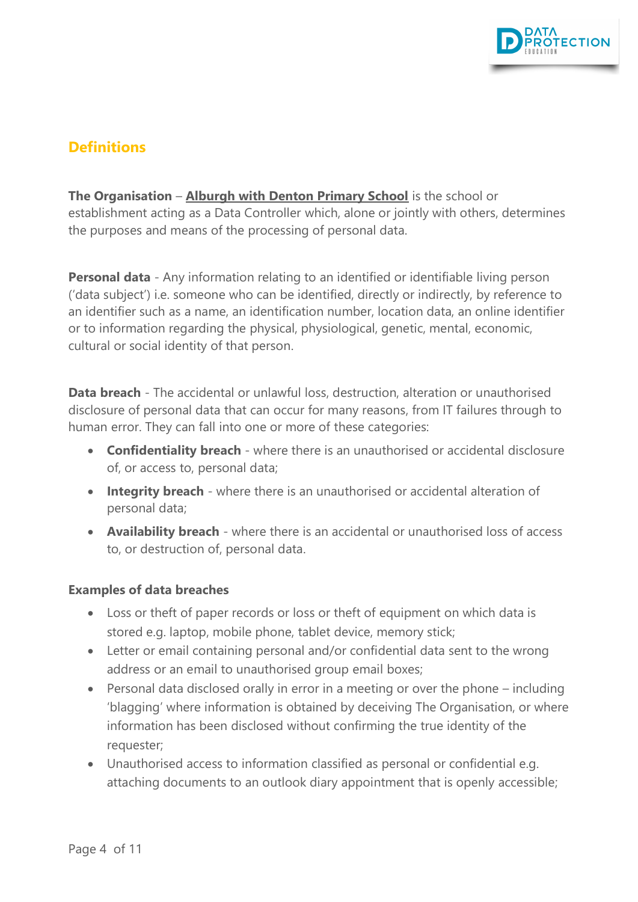## Definitions

**The Organisation** – **Alburgh with Denton Primary School** is the school or establishment acting as a Data Controller which, alone or jointly with others, determines the purposes and means of the processing of personal data.

**Personal data** - Any information relating to an identified or identifiable living person ('data subject') i.e. someone who can be identified, directly or indirectly, by reference to an identifier such as a name, an identification number, location data, an online identifier or to information regarding the physical, physiological, genetic, mental, economic, cultural or social identity of that person.

**Data breach** - The accidental or unlawful loss, destruction, alteration or unauthorised disclosure of personal data that can occur for many reasons, from IT failures through to human error. They can fall into one or more of these categories:

- **Confidentiality breach** - where there is an unauthorised or accidental disclosure of, or access to, personal data;
- **Integrity breach** - where there is an unauthorised or accidental alteration of personal data;
- **Availability breach** - where there is an accidental or unauthorised loss of access to, or destruction of, personal data.

**Examples of data breaches**

- Loss or theft of paper records or loss or theft of equipment on which data is stored e.g. laptop, mobile phone, tablet device, memory stick;
- Letter or email containing personal and/or confidential data sent to the wrong address or an email to unauthorised group email boxes;
- Personal data disclosed orally in error in a meeting or over the phone – including 'blagging' where information is obtained by deceiving The Organisation, or where information has been disclosed without confirming the true identity of the requester;
- Unauthorised access to information classified as personal or confidential e.g. attaching documents to an outlook diary appointment that is openly accessible;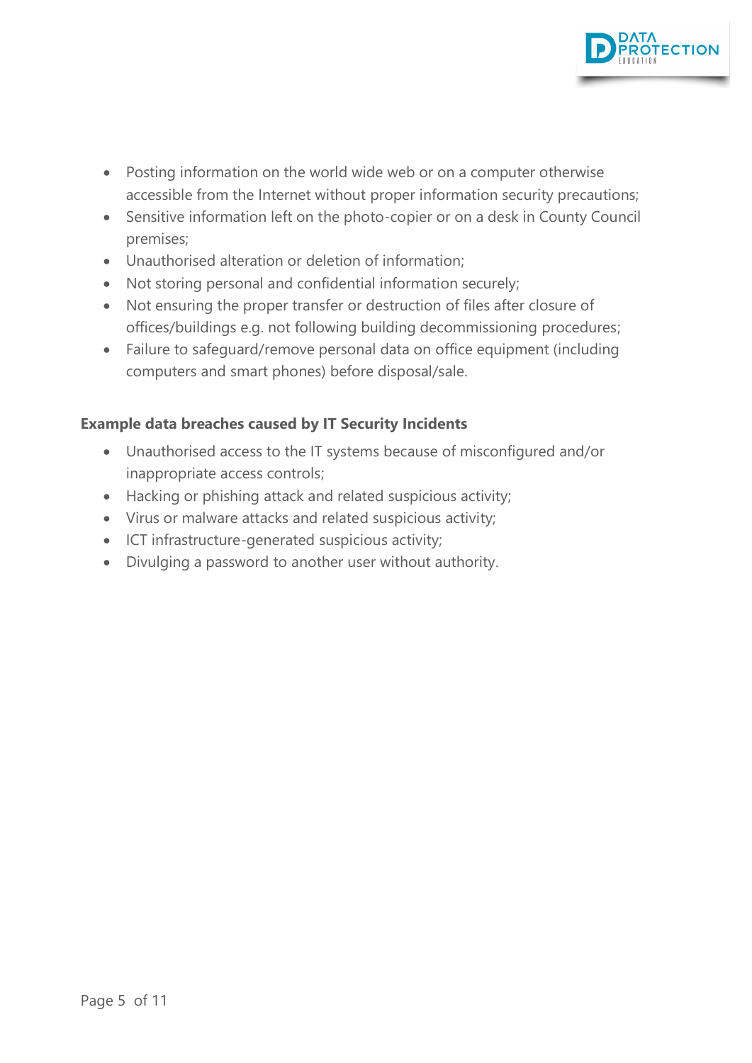- Posting information on the world wide web or on a computer otherwise accessible from the Internet without proper information security precautions;
- Sensitive information left on the photo-copier or on a desk in County Council premises;
- Unauthorised alteration or deletion of information;
- Not storing personal and confidential information securely;
- Not ensuring the proper transfer or destruction of files after closure of offices/buildings e.g. not following building decommissioning procedures;
- Failure to safeguard/remove personal data on office equipment (including computers and smart phones) before disposal/sale.

**Example data breaches caused by IT Security Incidents**

- Unauthorised access to the IT systems because of misconfigured and/or inappropriate access controls;
- Hacking or phishing attack and related suspicious activity;
- Virus or malware attacks and related suspicious activity;
- ICT infrastructure-generated suspicious activity;
- Divulging a password to another user without authority.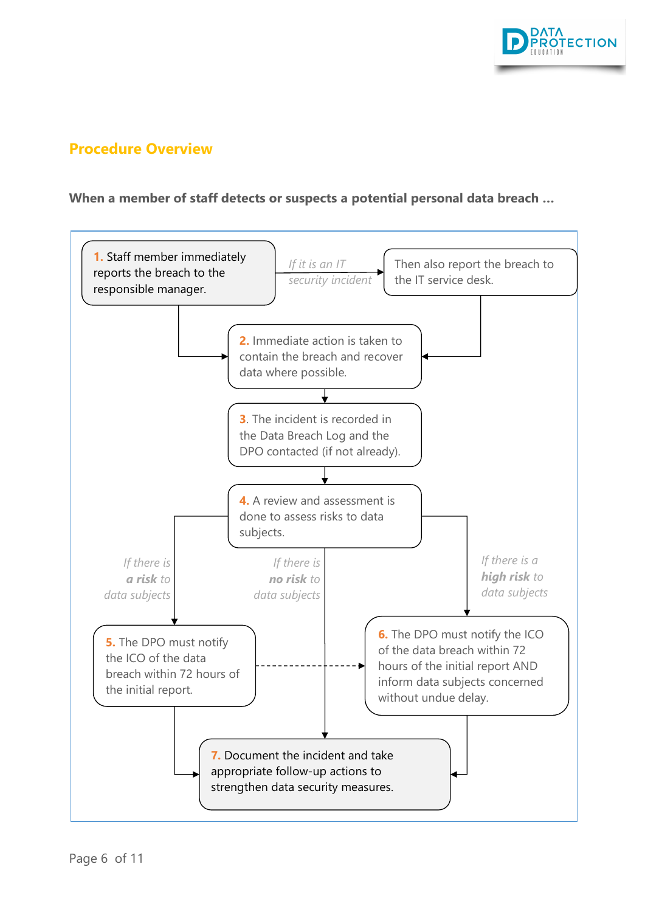## Procedure Overview

**When a member of staff detects or suspects a potential personal data breach ...**

**1.** Staff member immediately reports the breach to the responsible manager.

*If it is an IT security incident* → Then also report the breach to the IT service desk.

**2.** Immediate action is taken to contain the breach and recover data where possible.

**3.** The incident is recorded in the Data Breach Log and the DPO contacted (if not already).

**4.** A review and assessment is done to assess risks to data subjects.

- *If there is **a risk** to data subjects* → **5.** The DPO must notify the ICO of the data breach within 72 hours of the initial report.
- *If there is **no risk** to data subjects* → **7.**
- *If there is a **high risk** to data subjects* → **6.** The DPO must notify the ICO of the data breach within 72 hours of the initial report AND inform data subjects concerned without undue delay.

**7.** Document the incident and take appropriate follow-up actions to strengthen data security measures.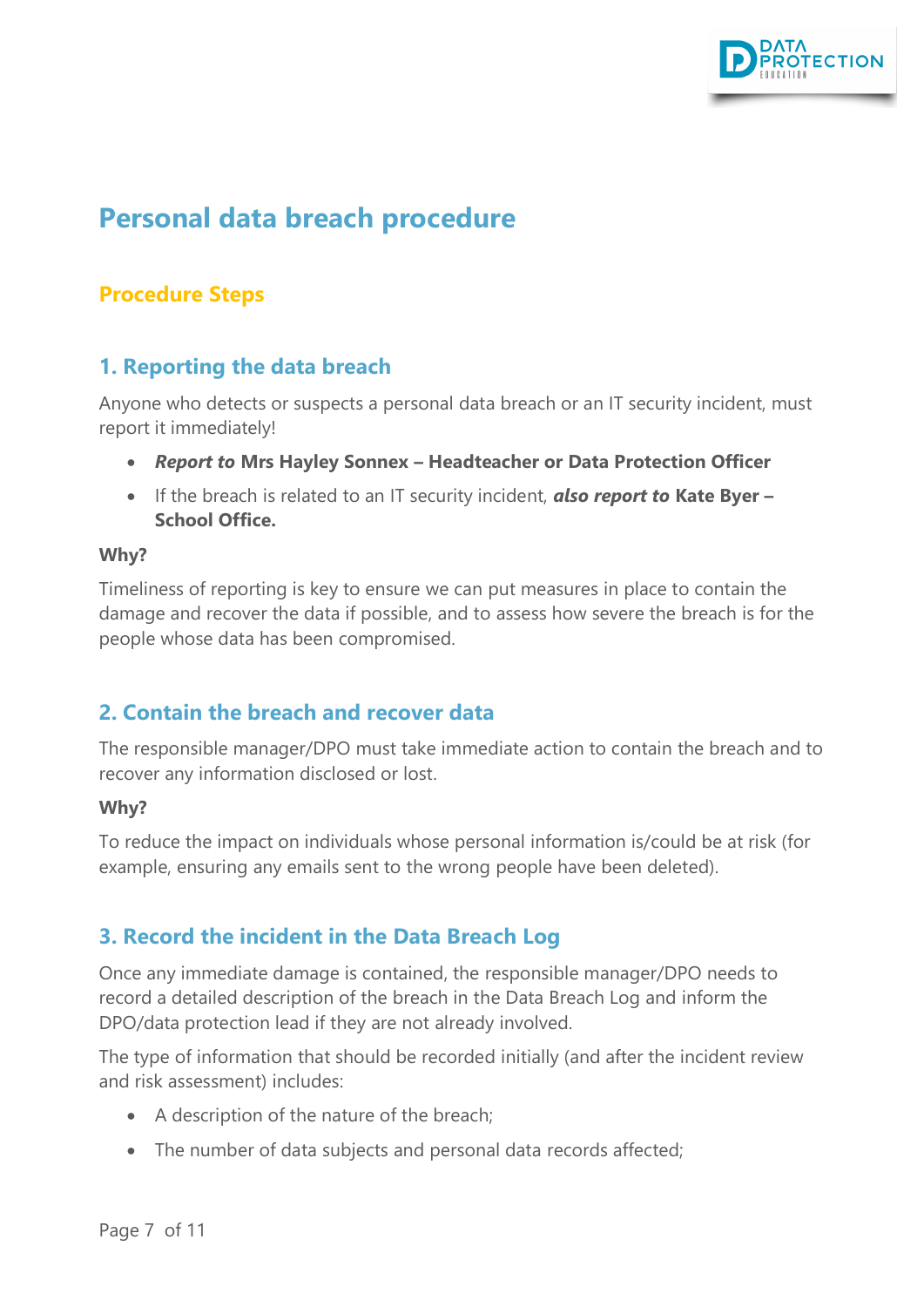# Personal data breach procedure

## Procedure Steps

### 1. Reporting the data breach

Anyone who detects or suspects a personal data breach or an IT security incident, must report it immediately!

- ***Report to*** **Mrs Hayley Sonnex – Headteacher or Data Protection Officer**
- If the breach is related to an IT security incident, ***also report to*** **Kate Byer – School Office.**

**Why?**

Timeliness of reporting is key to ensure we can put measures in place to contain the damage and recover the data if possible, and to assess how severe the breach is for the people whose data has been compromised.

### 2. Contain the breach and recover data

The responsible manager/DPO must take immediate action to contain the breach and to recover any information disclosed or lost.

**Why?**

To reduce the impact on individuals whose personal information is/could be at risk (for example, ensuring any emails sent to the wrong people have been deleted).

### 3. Record the incident in the Data Breach Log

Once any immediate damage is contained, the responsible manager/DPO needs to record a detailed description of the breach in the Data Breach Log and inform the DPO/data protection lead if they are not already involved.

The type of information that should be recorded initially (and after the incident review and risk assessment) includes:

- A description of the nature of the breach;
- The number of data subjects and personal data records affected;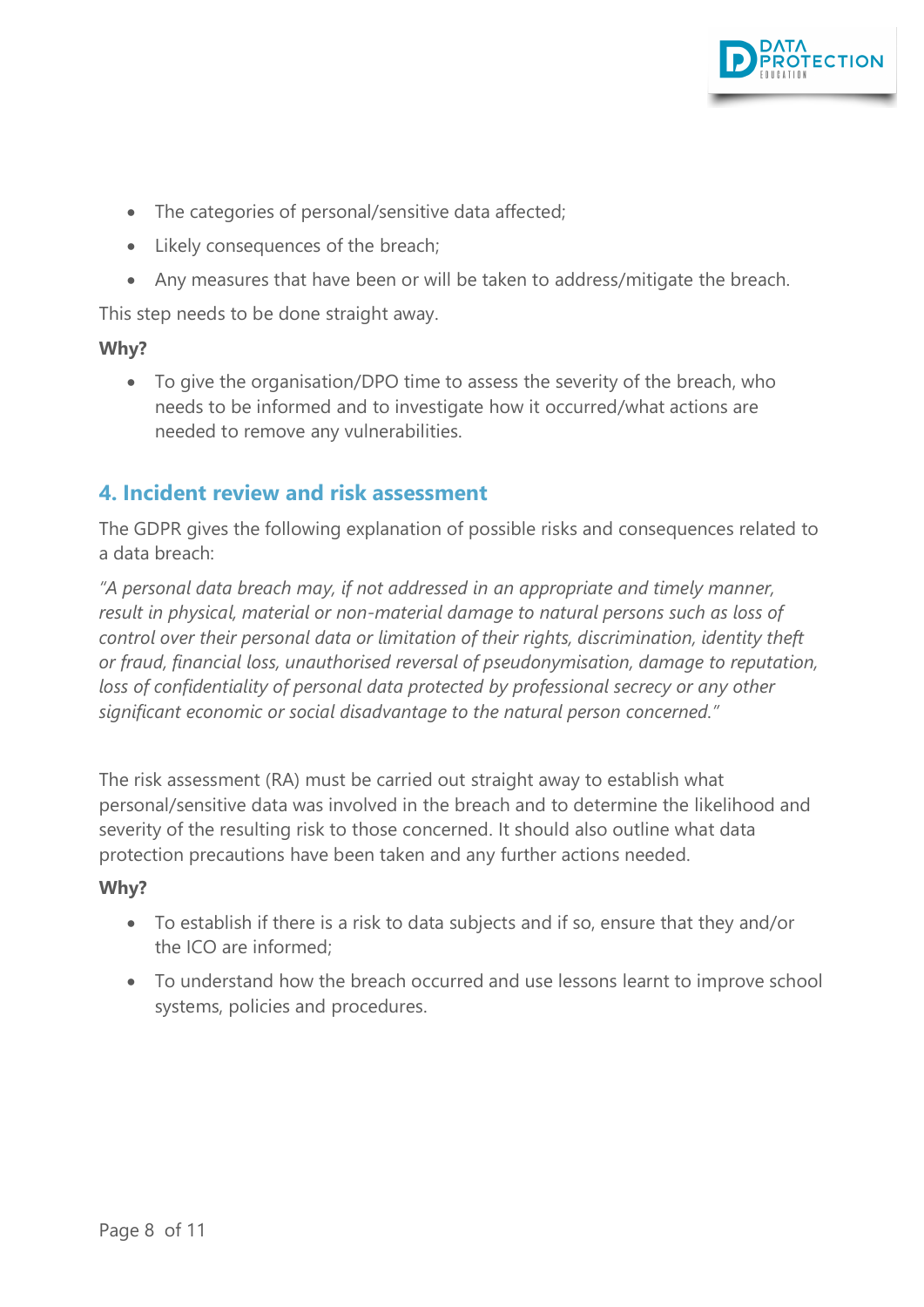- The categories of personal/sensitive data affected;
- Likely consequences of the breach;
- Any measures that have been or will be taken to address/mitigate the breach.

This step needs to be done straight away.

**Why?**

- To give the organisation/DPO time to assess the severity of the breach, who needs to be informed and to investigate how it occurred/what actions are needed to remove any vulnerabilities.

## 4. Incident review and risk assessment

The GDPR gives the following explanation of possible risks and consequences related to a data breach:

*"A personal data breach may, if not addressed in an appropriate and timely manner, result in physical, material or non-material damage to natural persons such as loss of control over their personal data or limitation of their rights, discrimination, identity theft or fraud, financial loss, unauthorised reversal of pseudonymisation, damage to reputation, loss of confidentiality of personal data protected by professional secrecy or any other significant economic or social disadvantage to the natural person concerned."*

The risk assessment (RA) must be carried out straight away to establish what personal/sensitive data was involved in the breach and to determine the likelihood and severity of the resulting risk to those concerned. It should also outline what data protection precautions have been taken and any further actions needed.

**Why?**

- To establish if there is a risk to data subjects and if so, ensure that they and/or the ICO are informed;
- To understand how the breach occurred and use lessons learnt to improve school systems, policies and procedures.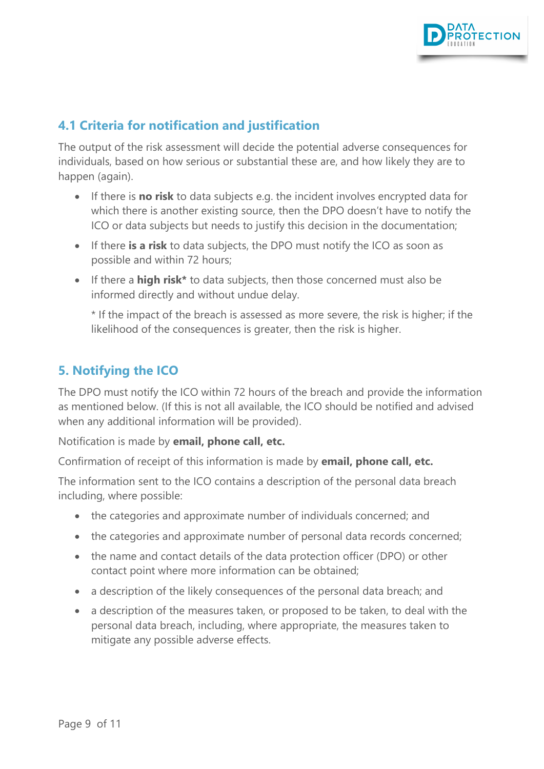## 4.1 Criteria for notification and justification

The output of the risk assessment will decide the potential adverse consequences for individuals, based on how serious or substantial these are, and how likely they are to happen (again).

- If there is **no risk** to data subjects e.g. the incident involves encrypted data for which there is another existing source, then the DPO doesn't have to notify the ICO or data subjects but needs to justify this decision in the documentation;
- If there **is a risk** to data subjects, the DPO must notify the ICO as soon as possible and within 72 hours;
- If there a **high risk*** to data subjects, then those concerned must also be informed directly and without undue delay.

  * If the impact of the breach is assessed as more severe, the risk is higher; if the likelihood of the consequences is greater, then the risk is higher.

## 5. Notifying the ICO

The DPO must notify the ICO within 72 hours of the breach and provide the information as mentioned below. (If this is not all available, the ICO should be notified and advised when any additional information will be provided).

Notification is made by **email, phone call, etc.**

Confirmation of receipt of this information is made by **email, phone call, etc.**

The information sent to the ICO contains a description of the personal data breach including, where possible:

- the categories and approximate number of individuals concerned; and
- the categories and approximate number of personal data records concerned;
- the name and contact details of the data protection officer (DPO) or other contact point where more information can be obtained;
- a description of the likely consequences of the personal data breach; and
- a description of the measures taken, or proposed to be taken, to deal with the personal data breach, including, where appropriate, the measures taken to mitigate any possible adverse effects.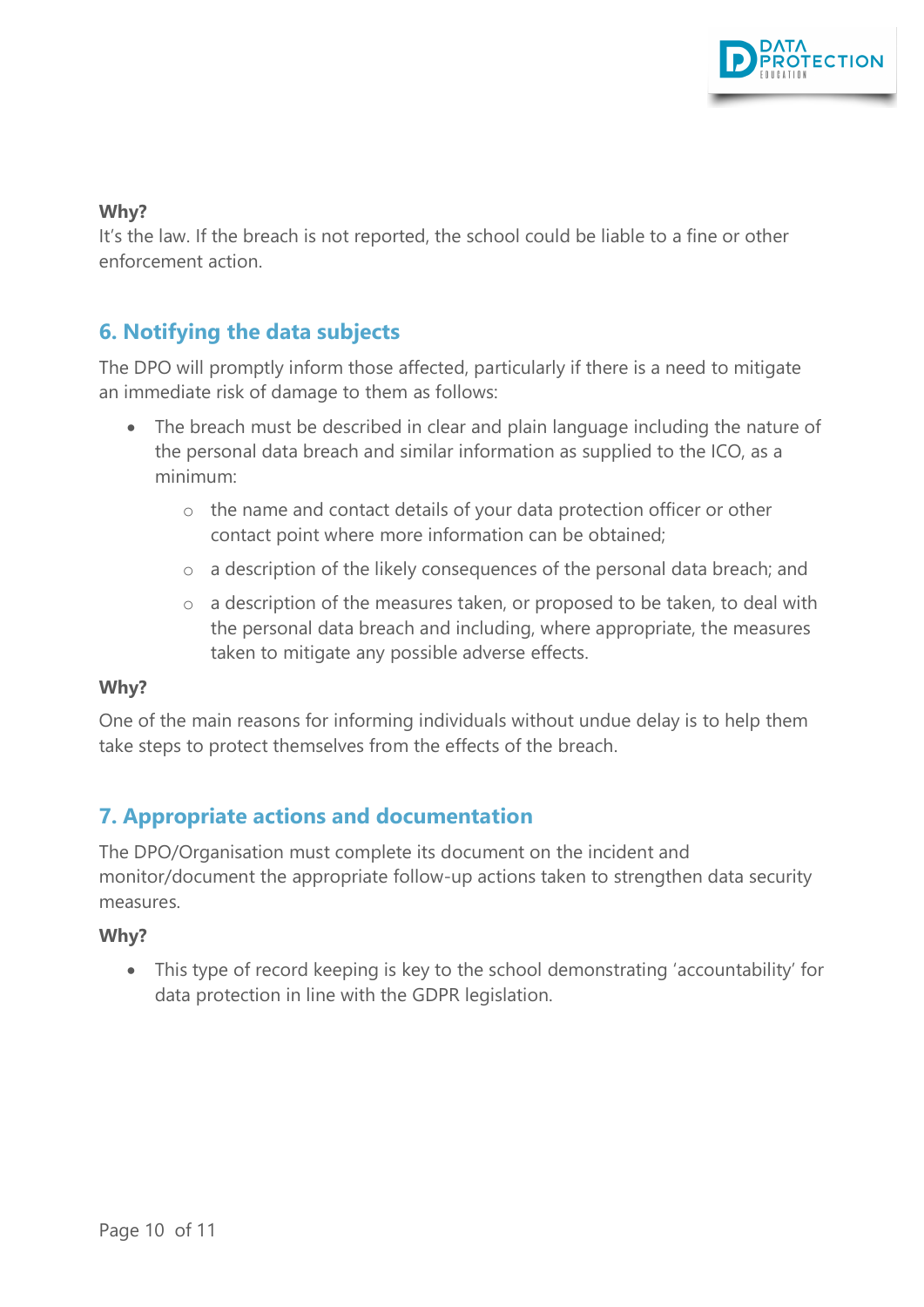**Why?**
It's the law. If the breach is not reported, the school could be liable to a fine or other enforcement action.

## 6. Notifying the data subjects

The DPO will promptly inform those affected, particularly if there is a need to mitigate an immediate risk of damage to them as follows:

- The breach must be described in clear and plain language including the nature of the personal data breach and similar information as supplied to the ICO, as a minimum:
  - the name and contact details of your data protection officer or other contact point where more information can be obtained;
  - a description of the likely consequences of the personal data breach; and
  - a description of the measures taken, or proposed to be taken, to deal with the personal data breach and including, where appropriate, the measures taken to mitigate any possible adverse effects.

**Why?**

One of the main reasons for informing individuals without undue delay is to help them take steps to protect themselves from the effects of the breach.

## 7. Appropriate actions and documentation

The DPO/Organisation must complete its document on the incident and monitor/document the appropriate follow-up actions taken to strengthen data security measures.

**Why?**

- This type of record keeping is key to the school demonstrating 'accountability' for data protection in line with the GDPR legislation.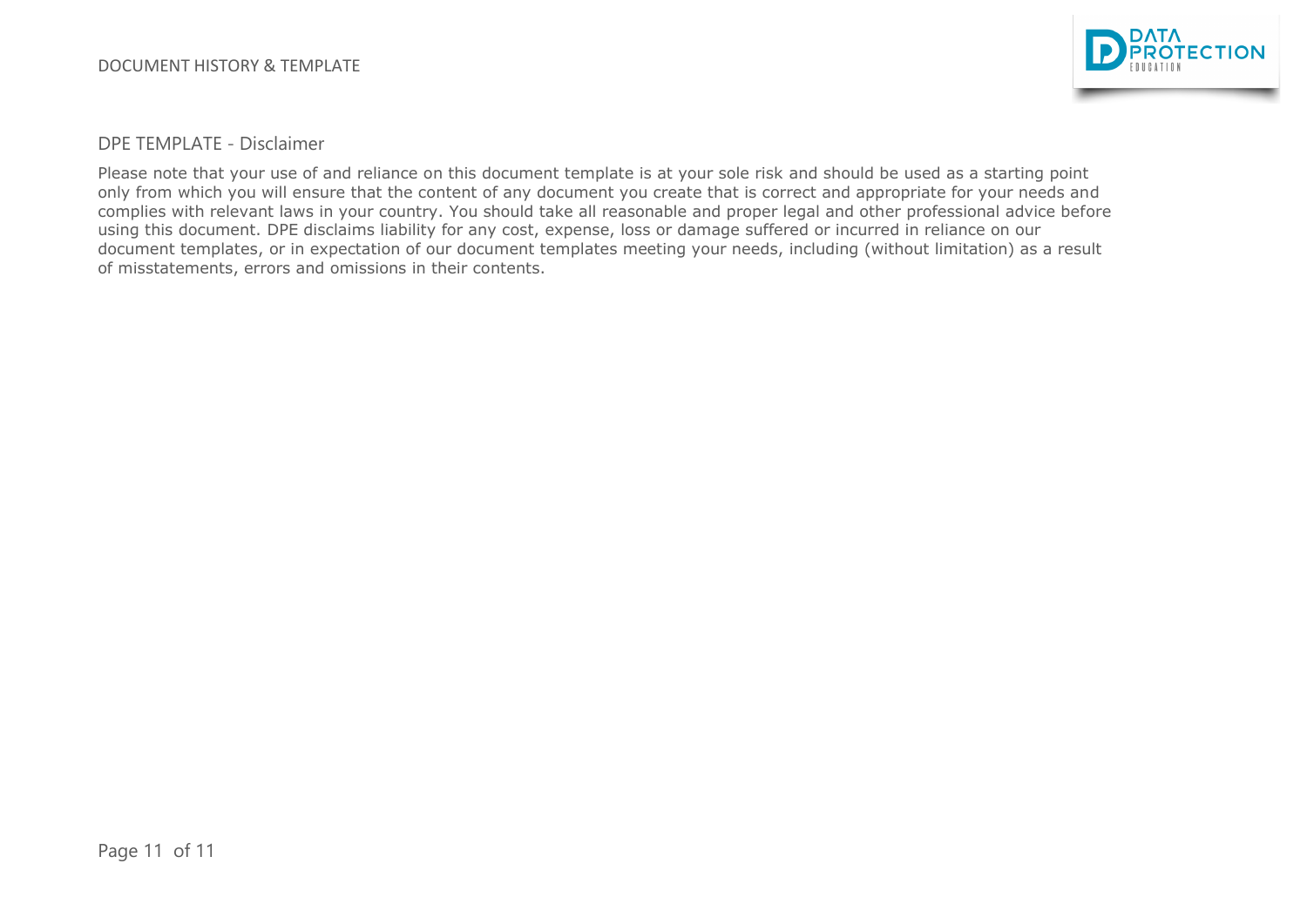## DPE TEMPLATE - Disclaimer

Please note that your use of and reliance on this document template is at your sole risk and should be used as a starting point only from which you will ensure that the content of any document you create that is correct and appropriate for your needs and complies with relevant laws in your country. You should take all reasonable and proper legal and other professional advice before using this document. DPE disclaims liability for any cost, expense, loss or damage suffered or incurred in reliance on our document templates, or in expectation of our document templates meeting your needs, including (without limitation) as a result of misstatements, errors and omissions in their contents.